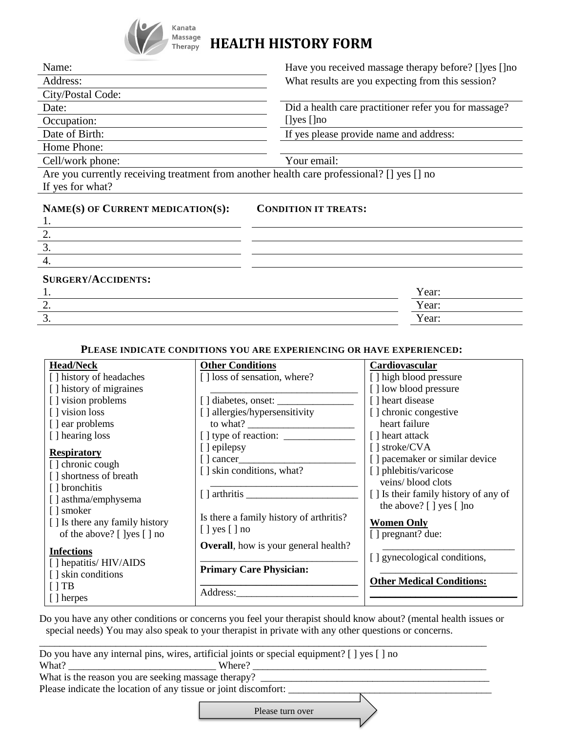Kanata Massage Therapy

# HEALTH HISTORY FORM

Name:
Address:
City/Postal Code:
Date:
Occupation:
Date of Birth:
Home Phone:
Cell/work phone:

Have you received massage therapy before? []yes []no
What results are you expecting from this session?

Did a health care practitioner refer you for massage? []yes []no
If yes please provide name and address:

Your email:

Are you currently receiving treatment from another health care professional? [] yes [] no
If yes for what?

| **NAME(S) OF CURRENT MEDICATION(S):** | **CONDITION IT TREATS:** |
|---|---|
| 1. | |
| 2. | |
| 3. | |
| 4. | |

**SURGERY/ACCIDENTS:**

| | |
|---|---|
| 1. | Year: |
| 2. | Year: |
| 3. | Year: |

**PLEASE INDICATE CONDITIONS YOU ARE EXPERIENCING OR HAVE EXPERIENCED:**

| **Head/Neck** | **Other Conditions** | **Cardiovascular** |
|---|---|---|
| [ ] history of headaches<br>[ ] history of migraines<br>[ ] vision problems<br>[ ] vision loss<br>[ ] ear problems<br>[ ] hearing loss<br><br>**Respiratory**<br>[ ] chronic cough<br>[ ] shortness of breath<br>[ ] bronchitis<br>[ ] asthma/emphysema<br>[ ] smoker<br>[ ] Is there any family history of the above? [ ]yes [ ] no<br><br>**Infections**<br>[ ] hepatitis/ HIV/AIDS<br>[ ] skin conditions<br>[ ] TB<br>[ ] herpes | [ ] loss of sensation, where? ______________________________<br>[ ] diabetes, onset: _______________<br>[ ] allergies/hypersensitivity to what? ______________________<br>[ ] type of reaction: ______________<br>[ ] epilepsy<br>[ ] cancer________________________<br>[ ] skin conditions, what? ______________________________<br>[ ] arthritis _______________________<br><br>Is there a family history of arthritis? [ ] yes [ ] no<br><br>**Overall**, how is your general health? ________________________________<br><br>**Primary Care Physician:** ________________________________<br>Address:________________________ | [ ] high blood pressure<br>[ ] low blood pressure<br>[ ] heart disease<br>[ ] chronic congestive heart failure<br>[ ] heart attack<br>[ ] stroke/CVA<br>[ ] pacemaker or similar device<br>[ ] phlebitis/varicose veins/ blood clots<br>[ ] Is their family history of any of the above? [ ] yes [ ]no<br><br>**Women Only**<br>[ ] pregnant? due: ___________________________<br>[ ] gynecological conditions, ___________________________<br><br>**Other Medical Conditions:** ____________________________ |

Do you have any other conditions or concerns you feel your therapist should know about? (mental health issues or special needs) You may also speak to your therapist in private with any other questions or concerns.
_____________________________________________________________________________________________

Do you have any internal pins, wires, artificial joints or special equipment? [ ] yes [ ] no
What? ______________________________ Where? _______________________________________________
What is the reason you are seeking massage therapy? _____________________________________________
Please indicate the location of any tissue or joint discomfort: _________________________________________

Please turn over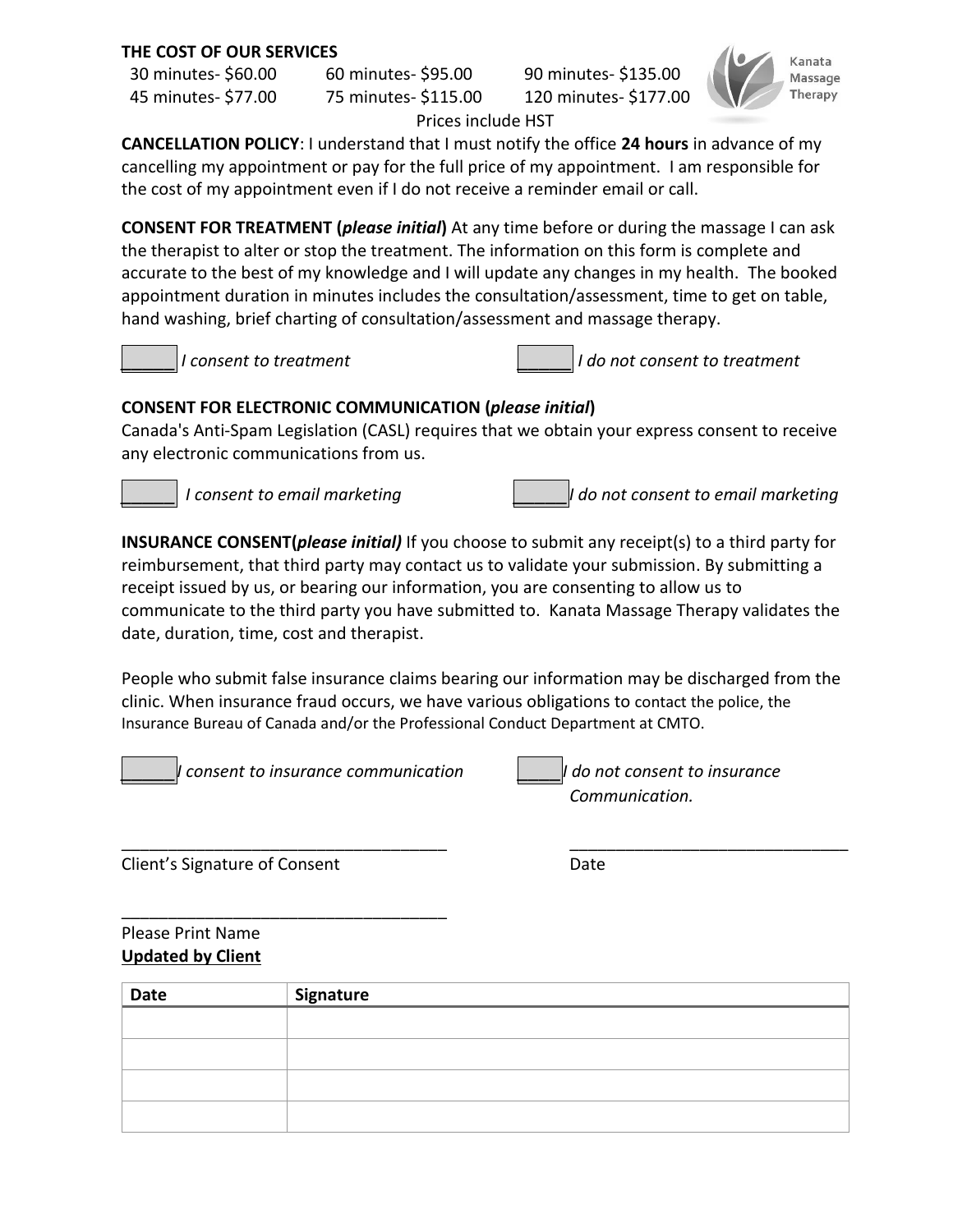**THE COST OF OUR SERVICES**

30 minutes- $60.00 | 45 minutes- $77.00 | 60 minutes- $95.00 | 75 minutes- $115.00 | 90 minutes- $135.00 | 120 minutes- $177.00

Kanata Massage Therapy

Prices include HST

**CANCELLATION POLICY**: I understand that I must notify the office **24 hours** in advance of my cancelling my appointment or pay for the full price of my appointment. I am responsible for the cost of my appointment even if I do not receive a reminder email or call.

**CONSENT FOR TREATMENT (*please initial*)** At any time before or during the massage I can ask the therapist to alter or stop the treatment. The information on this form is complete and accurate to the best of my knowledge and I will update any changes in my health. The booked appointment duration in minutes includes the consultation/assessment, time to get on table, hand washing, brief charting of consultation/assessment and massage therapy.

______ *I consent to treatment* ______ *I do not consent to treatment*

**CONSENT FOR ELECTRONIC COMMUNICATION (*please initial*)**
Canada's Anti-Spam Legislation (CASL) requires that we obtain your express consent to receive any electronic communications from us.

______ *I consent to email marketing* ______ *I do not consent to email marketing*

**INSURANCE CONSENT(*please initial)*** If you choose to submit any receipt(s) to a third party for reimbursement, that third party may contact us to validate your submission. By submitting a receipt issued by us, or bearing our information, you are consenting to allow us to communicate to the third party you have submitted to. Kanata Massage Therapy validates the date, duration, time, cost and therapist.

People who submit false insurance claims bearing our information may be discharged from the clinic. When insurance fraud occurs, we have various obligations to contact the police, the Insurance Bureau of Canada and/or the Professional Conduct Department at CMTO.

______ *I consent to insurance communication* _____ *I do not consent to insurance Communication.*

____________________________________ Client's Signature of Consent

______________________________ Date

____________________________________ Please Print Name

**Updated by Client**

| Date | Signature |
| --- | --- |
| | |
| | |
| | |
| | |